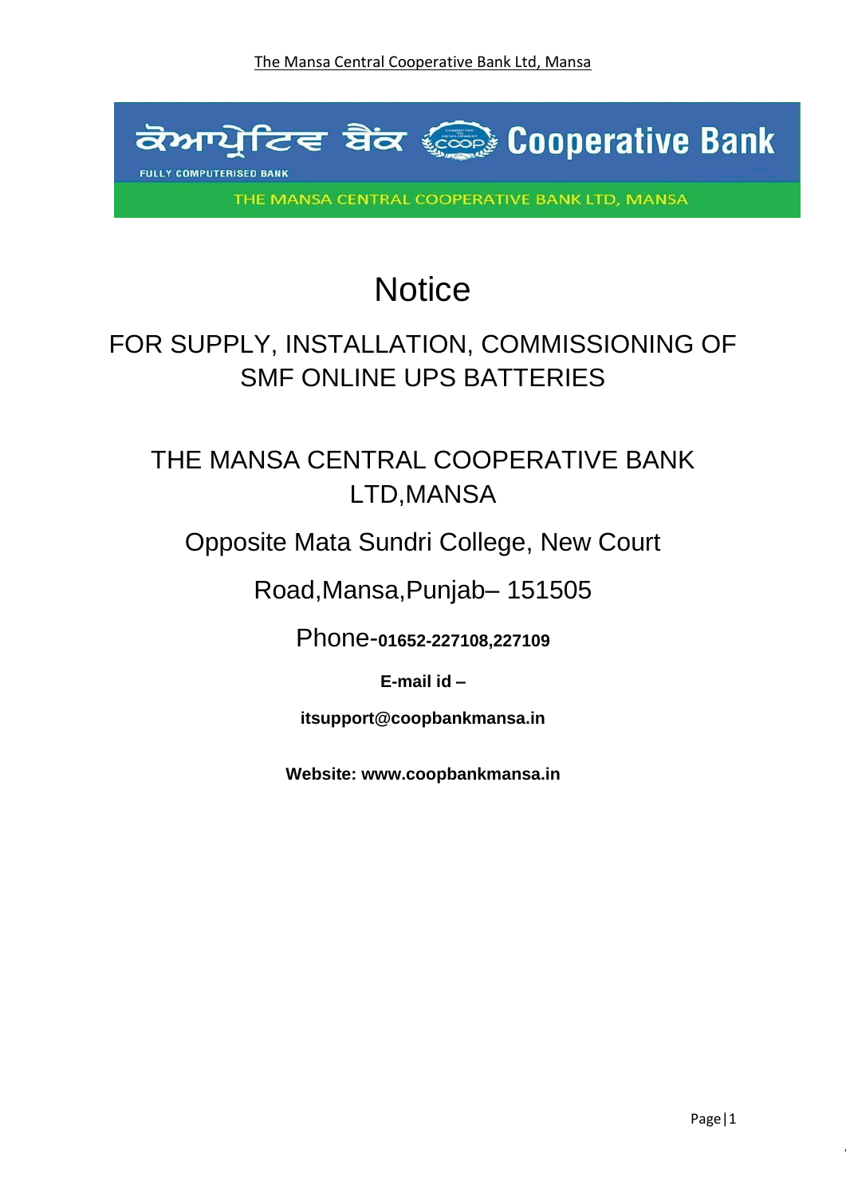# Notice

## FOR SUPPLY, INSTALLATION, COMMISSIONING OF SMF ONLINE UPS BATTERIES

## THE MANSA CENTRAL COOPERATIVE BANK LTD,MANSA

Opposite Mata Sundri College, New Court

Road,Mansa,Punjab– 151505

Phone-**01652-227108,227109**

**E-mail id –**

**itsupport@coopbankmansa.in**

**Website: www.coopbankmansa.in**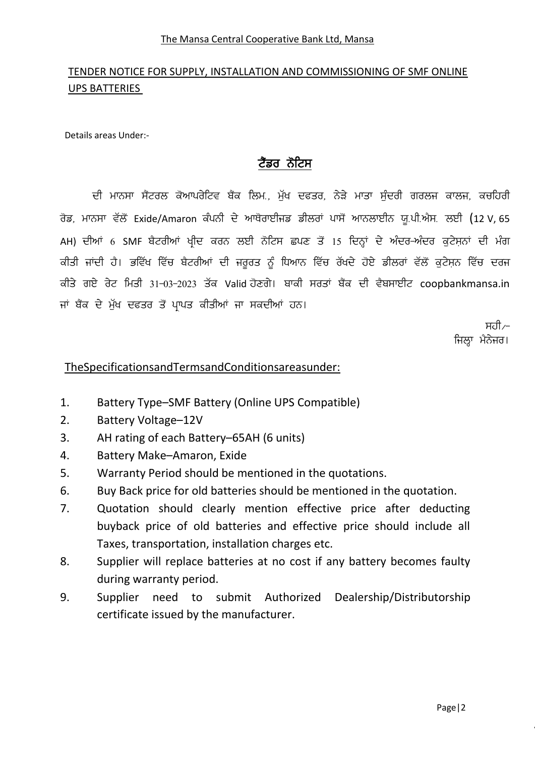The Mansa Central Cooperative Bank Ltd, Mansa

## TENDER NOTICE FOR SUPPLY, INSTALLATION AND COMMISSIONING OF SMF ONLINE UPS BATTERIES

Details areas Under:-

## ਟੈਂਡਰ ਨੋਟਿਸ

ਦੀ ਮਾਨਸਾ ਸੈਂਟਰਲ ਕੋਆਪਰੇਟਿਵ ਬੈਂਕ ਲਿਮ., ਮੁੱਖ ਦਫਤਰ, ਨੇੜੇ ਮਾਤਾ ਸੁੰਦਰੀ ਗਰਲਜ ਕਾਲਜ, ਕਚਹਿਰੀ ਰੋਡ, ਮਾਨਸਾ ਵੱਲੋਂ Exide/Amaron ਕੰਪਨੀ ਦੇ ਆਥੋਰਾਈਜਡ ਡੀਲਰਾਂ ਪਾਸੋਂ ਆਨਲਾਈਨ ਯੂ.ਪੀ.ਐਸ. ਲਈ (12 V, 65 AH) ਦੀਆਂ 6 SMF ਬੈਟਰੀਆਂ ਖ੍ਰੀਦ ਕਰਨ ਲਈ ਨੋਟਿਸ ਛਪਣ ਤੋਂ 15 ਦਿਨ੍ਹਾਂ ਦੇ ਅੰਦਰ-ਅੰਦਰ ਕੁਟੇਸ਼ਨਾਂ ਦੀ ਮੰਗ ਕੀਤੀ ਜਾਂਦੀ ਹੈ। ਭਵਿੱਖ ਵਿੱਚ ਬੈਟਰੀਆਂ ਦੀ ਜਰੂਰਤ ਨੂੰ ਧਿਆਨ ਵਿੱਚ ਰੱਖਦੇ ਹੋਏ ਡੀਲਰਾਂ ਵੱਲੋਂ ਕੁਟੇਸ਼ਨ ਵਿੱਚ ਦਰਜ ਕੀਤੇ ਗਏ ਰੇਟ ਮਿਤੀ 31-03-2023 ਤੱਕ Valid ਹੋਣਗੇ। ਬਾਕੀ ਸਰਤਾਂ ਬੈਂਕ ਦੀ ਵੈਬਸਾਈਟ coopbankmansa.in ਜਾਂ ਬੈਂਕ ਦੇ ਮੁੱਖ ਦਫਤਰ ਤੋਂ ਪ੍ਰਾਪਤ ਕੀਤੀਆਂ ਜਾ ਸਕਦੀਆਂ ਹਨ।

ਸਹੀ/-
ਜਿਲ੍ਹਾ ਮੈਨੇਜਰ।

TheSpecificationsandTermsandConditionsareasunder:

1. Battery Type–SMF Battery (Online UPS Compatible)
2. Battery Voltage–12V
3. AH rating of each Battery–65AH (6 units)
4. Battery Make–Amaron, Exide
5. Warranty Period should be mentioned in the quotations.
6. Buy Back price for old batteries should be mentioned in the quotation.
7. Quotation should clearly mention effective price after deducting buyback price of old batteries and effective price should include all Taxes, transportation, installation charges etc.
8. Supplier will replace batteries at no cost if any battery becomes faulty during warranty period.
9. Supplier need to submit Authorized Dealership/Distributorship certificate issued by the manufacturer.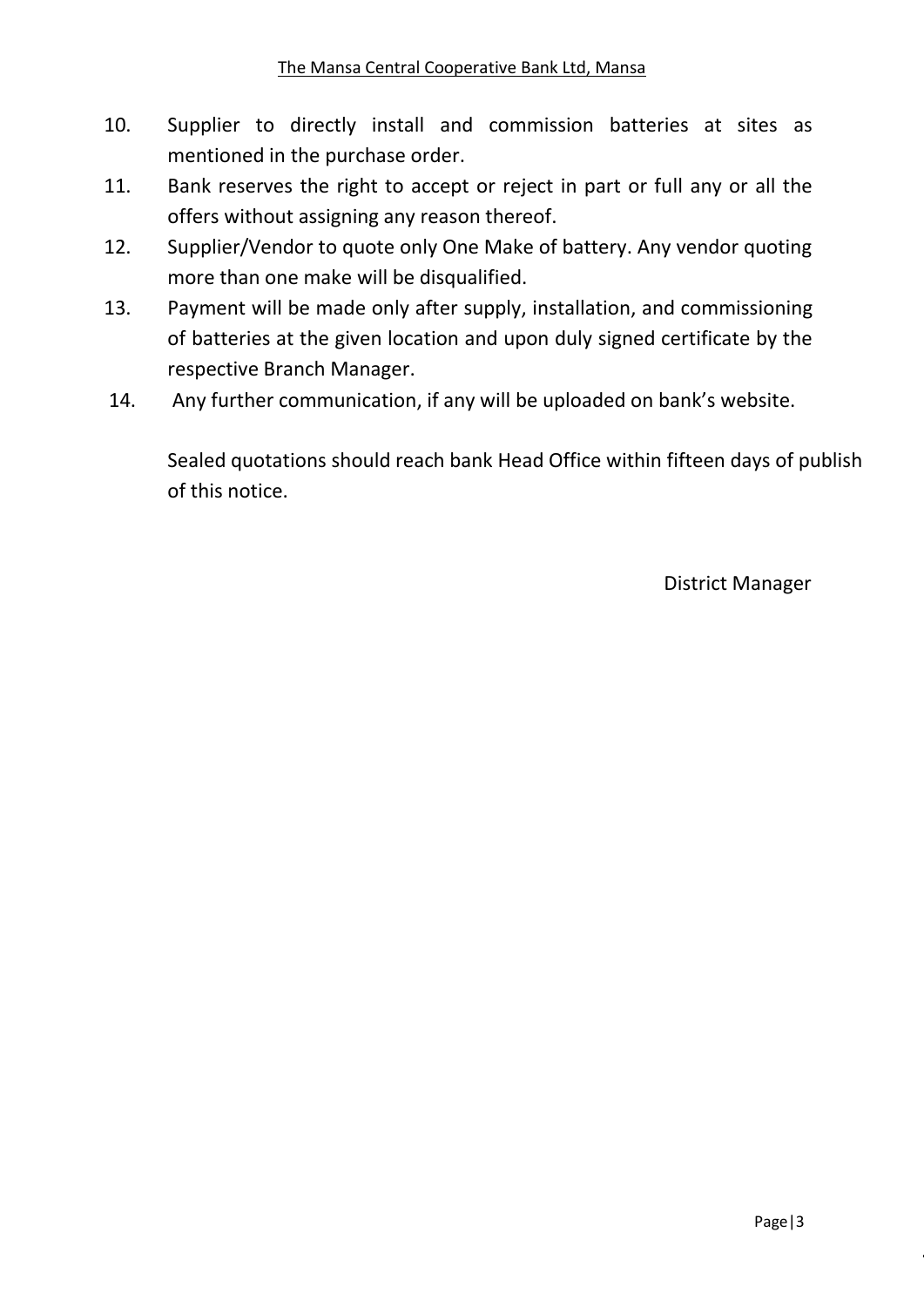10. Supplier to directly install and commission batteries at sites as mentioned in the purchase order.
11. Bank reserves the right to accept or reject in part or full any or all the offers without assigning any reason thereof.
12. Supplier/Vendor to quote only One Make of battery. Any vendor quoting more than one make will be disqualified.
13. Payment will be made only after supply, installation, and commissioning of batteries at the given location and upon duly signed certificate by the respective Branch Manager.
14. Any further communication, if any will be uploaded on bank's website.

Sealed quotations should reach bank Head Office within fifteen days of publish of this notice.

District Manager